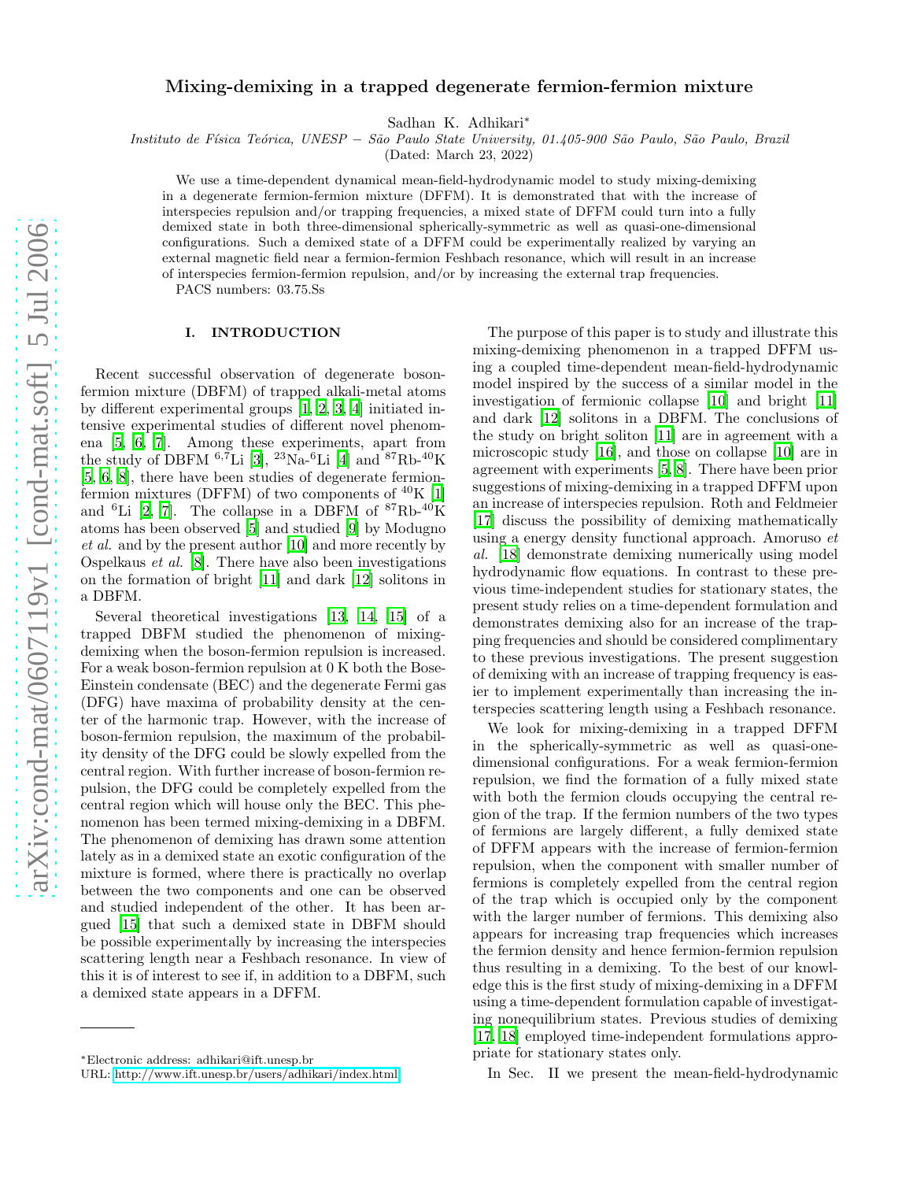# Mixing-demixing in a trapped degenerate fermion-fermion mixture

Sadhan K. Adhikari*

*Instituto de Física Teórica, UNESP − São Paulo State University, 01.405-900 São Paulo, São Paulo, Brazil*

(Dated: March 23, 2022)

We use a time-dependent dynamical mean-field-hydrodynamic model to study mixing-demixing in a degenerate fermion-fermion mixture (DFFM). It is demonstrated that with the increase of interspecies repulsion and/or trapping frequencies, a mixed state of DFFM could turn into a fully demixed state in both three-dimensional spherically-symmetric as well as quasi-one-dimensional configurations. Such a demixed state of a DFFM could be experimentally realized by varying an external magnetic field near a fermion-fermion Feshbach resonance, which will result in an increase of interspecies fermion-fermion repulsion, and/or by increasing the external trap frequencies.

PACS numbers: 03.75.Ss

## I. INTRODUCTION

Recent successful observation of degenerate boson-fermion mixture (DBFM) of trapped alkali-metal atoms by different experimental groups [1, 2, 3, 4] initiated intensive experimental studies of different novel phenomena [5, 6, 7]. Among these experiments, apart from the study of DBFM $^{6,7}$Li [3], $^{23}$Na-$^{6}$Li [4] and $^{87}$Rb-$^{40}$K [5, 6, 8], there have been studies of degenerate fermion-fermion mixtures (DFFM) of two components of $^{40}$K [1] and $^{6}$Li [2, 7]. The collapse in a DBFM of $^{87}$Rb-$^{40}$K atoms has been observed [5] and studied [9] by Modugno *et al.* and by the present author [10] and more recently by Ospelkaus *et al.* [8]. There have also been investigations on the formation of bright [11] and dark [12] solitons in a DBFM.

Several theoretical investigations [13, 14, 15] of a trapped DBFM studied the phenomenon of mixing-demixing when the boson-fermion repulsion is increased. For a weak boson-fermion repulsion at 0 K both the Bose-Einstein condensate (BEC) and the degenerate Fermi gas (DFG) have maxima of probability density at the center of the harmonic trap. However, with the increase of boson-fermion repulsion, the maximum of the probability density of the DFG could be slowly expelled from the central region. With further increase of boson-fermion repulsion, the DFG could be completely expelled from the central region which will house only the BEC. This phenomenon has been termed mixing-demixing in a DBFM. The phenomenon of demixing has drawn some attention lately as in a demixed state an exotic configuration of the mixture is formed, where there is practically no overlap between the two components and one can be observed and studied independent of the other. It has been argued [15] that such a demixed state in DBFM should be possible experimentally by increasing the interspecies scattering length near a Feshbach resonance. In view of this it is of interest to see if, in addition to a DBFM, such a demixed state appears in a DFFM.

The purpose of this paper is to study and illustrate this mixing-demixing phenomenon in a trapped DFFM using a coupled time-dependent mean-field-hydrodynamic model inspired by the success of a similar model in the investigation of fermionic collapse [10] and bright [11] and dark [12] solitons in a DBFM. The conclusions of the study on bright soliton [11] are in agreement with a microscopic study [16], and those on collapse [10] are in agreement with experiments [5, 8]. There have been prior suggestions of mixing-demixing in a trapped DFFM upon an increase of interspecies repulsion. Roth and Feldmeier [17] discuss the possibility of demixing mathematically using a energy density functional approach. Amoruso *et al.* [18] demonstrate demixing numerically using model hydrodynamic flow equations. In contrast to these previous time-independent studies for stationary states, the present study relies on a time-dependent formulation and demonstrates demixing also for an increase of the trapping frequencies and should be considered complimentary to these previous investigations. The present suggestion of demixing with an increase of trapping frequency is easier to implement experimentally than increasing the interspecies scattering length using a Feshbach resonance.

We look for mixing-demixing in a trapped DFFM in the spherically-symmetric as well as quasi-one-dimensional configurations. For a weak fermion-fermion repulsion, we find the formation of a fully mixed state with both the fermion clouds occupying the central region of the trap. If the fermion numbers of the two types of fermions are largely different, a fully demixed state of DFFM appears with the increase of fermion-fermion repulsion, when the component with smaller number of fermions is completely expelled from the central region of the trap which is occupied only by the component with the larger number of fermions. This demixing also appears for increasing trap frequencies which increases the fermion density and hence fermion-fermion repulsion thus resulting in a demixing. To the best of our knowledge this is the first study of mixing-demixing in a DFFM using a time-dependent formulation capable of investigating nonequilibrium states. Previous studies of demixing [17, 18] employed time-independent formulations appropriate for stationary states only.

In Sec. II we present the mean-field-hydrodynamic

---

*Electronic address: adhikari@ift.unesp.br
URL: http://www.ift.unesp.br/users/adhikari/index.html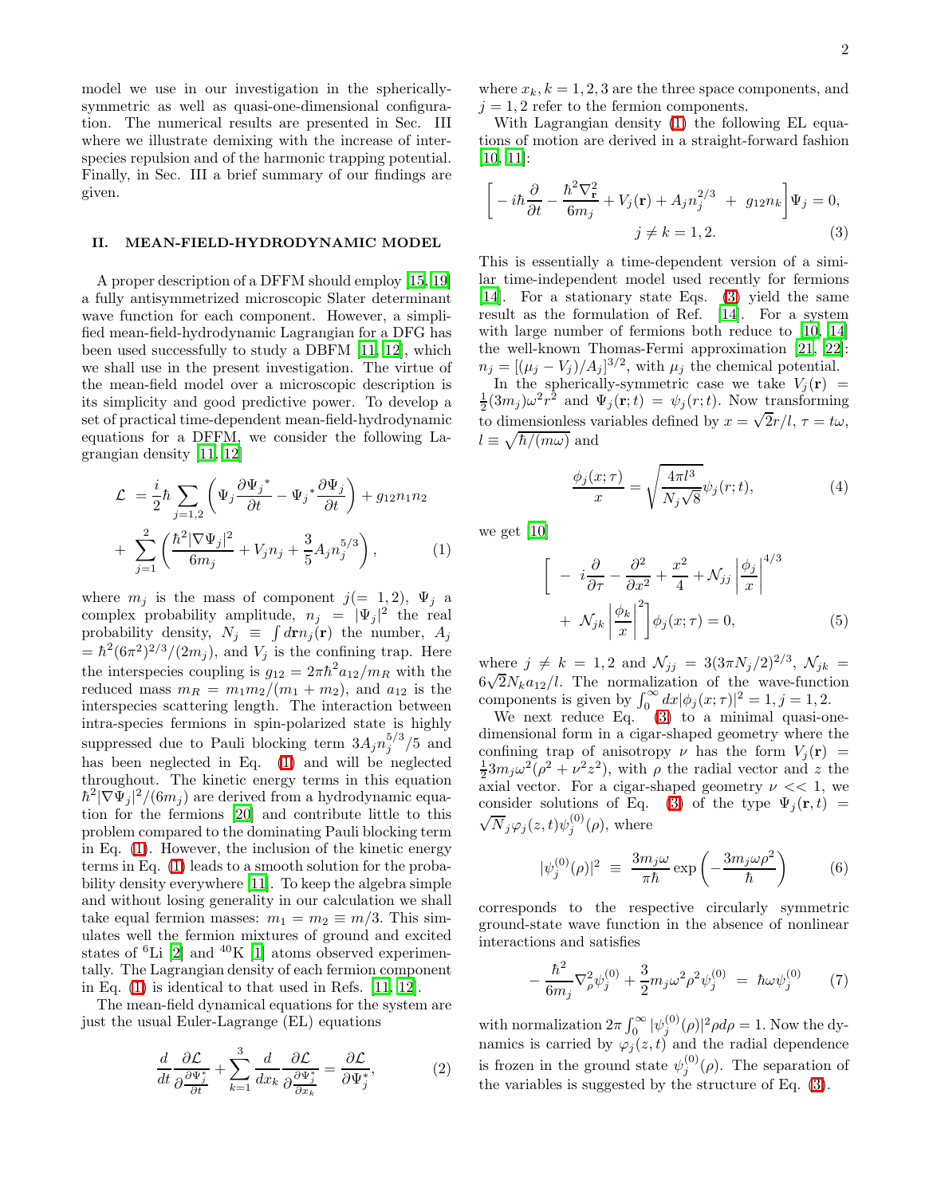model we use in our investigation in the spherically-symmetric as well as quasi-one-dimensional configuration. The numerical results are presented in Sec. III where we illustrate demixing with the increase of inter-species repulsion and of the harmonic trapping potential. Finally, in Sec. III a brief summary of our findings are given.

## II. MEAN-FIELD-HYDRODYNAMIC MODEL

A proper description of a DFFM should employ [15, 19] a fully antisymmetrized microscopic Slater determinant wave function for each component. However, a simplified mean-field-hydrodynamic Lagrangian for a DFG has been used successfully to study a DBFM [11, 12], which we shall use in the present investigation. The virtue of the mean-field model over a microscopic description is its simplicity and good predictive power. To develop a set of practical time-dependent mean-field-hydrodynamic equations for a DFFM, we consider the following Lagrangian density [11, 12]

$$
\begin{aligned}
\mathcal{L} \;&= \frac{i}{2}\hbar \sum_{j=1,2}\left(\Psi_j \frac{\partial {\Psi_j}^*}{\partial t} - {\Psi_j}^* \frac{\partial \Psi_j}{\partial t}\right) + g_{12} n_1 n_2 \\
&+ \sum_{j=1}^{2}\left(\frac{\hbar^2 |\nabla \Psi_j|^2}{6m_j} + V_j n_j + \frac{3}{5} A_j n_j^{5/3}\right), \qquad (1)
\end{aligned}
$$

where $m_j$ is the mass of component $j(=1,2)$, $\Psi_j$ a complex probability amplitude, $n_j = |\Psi_j|^2$ the real probability density, $N_j \equiv \int d\mathbf{r} n_j(\mathbf{r})$ the number, $A_j = \hbar^2(6\pi^2)^{2/3}/(2m_j)$, and $V_j$ is the confining trap. Here the interspecies coupling is $g_{12} = 2\pi\hbar^2 a_{12}/m_R$ with the reduced mass $m_R = m_1 m_2/(m_1+m_2)$, and $a_{12}$ is the interspecies scattering length. The interaction between intra-species fermions in spin-polarized state is highly suppressed due to Pauli blocking term $3A_j n_j^{5/3}/5$ and has been neglected in Eq. (1) and will be neglected throughout. The kinetic energy terms in this equation $\hbar^2|\nabla\Psi_j|^2/(6m_j)$ are derived from a hydrodynamic equation for the fermions [20] and contribute little to this problem compared to the dominating Pauli blocking term in Eq. (1). However, the inclusion of the kinetic energy terms in Eq. (1) leads to a smooth solution for the probability density everywhere [11]. To keep the algebra simple and without losing generality in our calculation we shall take equal fermion masses: $m_1 = m_2 \equiv m/3$. This simulates well the fermion mixtures of ground and excited states of $^6$Li [2] and $^{40}$K [1] atoms observed experimentally. The Lagrangian density of each fermion component in Eq. (1) is identical to that used in Refs. [11, 12].

The mean-field dynamical equations for the system are just the usual Euler-Lagrange (EL) equations

$$
\frac{d}{dt}\frac{\partial \mathcal{L}}{\partial \frac{\partial \Psi_j^*}{\partial t}} + \sum_{k=1}^{3} \frac{d}{dx_k}\frac{\partial \mathcal{L}}{\partial \frac{\partial \Psi_j^*}{\partial x_k}} = \frac{\partial \mathcal{L}}{\partial \Psi_j^*}, \qquad (2)
$$

where $x_k, k = 1,2,3$ are the three space components, and $j = 1,2$ refer to the fermion components.

With Lagrangian density (1) the following EL equations of motion are derived in a straight-forward fashion [10, 11]:

$$
\left[-i\hbar\frac{\partial}{\partial t} - \frac{\hbar^2\nabla_{\mathbf{r}}^2}{6m_j} + V_j(\mathbf{r}) + A_j n_j^{2/3} \;+\; g_{12} n_k\right]\Psi_j = 0, \quad j \neq k = 1,2. \qquad (3)
$$

This is essentially a time-dependent version of a similar time-independent model used recently for fermions [14]. For a stationary state Eqs. (3) yield the same result as the formulation of Ref. [14]. For a system with large number of fermions both reduce to [10, 14] the well-known Thomas-Fermi approximation [21, 22]: $n_j = [(\mu_j - V_j)/A_j]^{3/2}$, with $\mu_j$ the chemical potential.

In the spherically-symmetric case we take $V_j(\mathbf{r}) = \frac{1}{2}(3m_j)\omega^2 r^2$ and $\Psi_j(\mathbf{r};t) = \psi_j(r;t)$. Now transforming to dimensionless variables defined by $x = \sqrt{2}r/l$, $\tau = t\omega$, $l \equiv \sqrt{\hbar/(m\omega)}$ and

$$
\frac{\phi_j(x;\tau)}{x} = \sqrt{\frac{4\pi l^3}{N_j\sqrt{8}}}\psi_j(r;t), \qquad (4)
$$

we get [10]

$$
\begin{aligned}
&\Bigg[\; -\; i\frac{\partial}{\partial \tau} - \frac{\partial^2}{\partial x^2} + \frac{x^2}{4} + \mathcal{N}_{jj}\left|\frac{\phi_j}{x}\right|^{4/3} \\
&\quad +\; \mathcal{N}_{jk}\left|\frac{\phi_k}{x}\right|^2\Bigg]\phi_j(x;\tau) = 0, \qquad (5)
\end{aligned}
$$

where $j \neq k = 1,2$ and $\mathcal{N}_{jj} = 3(3\pi N_j/2)^{2/3}$, $\mathcal{N}_{jk} = 6\sqrt{2}N_k a_{12}/l$. The normalization of the wave-function components is given by $\int_0^\infty dx|\phi_j(x;\tau)|^2 = 1, j = 1,2$.

We next reduce Eq. (3) to a minimal quasi-one-dimensional form in a cigar-shaped geometry where the confining trap of anisotropy $\nu$ has the form $V_j(\mathbf{r}) = \frac{1}{2}3m_j\omega^2(\rho^2 + \nu^2 z^2)$, with $\rho$ the radial vector and $z$ the axial vector. For a cigar-shaped geometry $\nu << 1$, we consider solutions of Eq. (3) of the type $\Psi_j(\mathbf{r},t) = \sqrt{N}_j\varphi_j(z,t)\psi_j^{(0)}(\rho)$, where

$$
|\psi_j^{(0)}(\rho)|^2 \;\equiv\; \frac{3m_j\omega}{\pi\hbar}\exp\left(-\frac{3m_j\omega\rho^2}{\hbar}\right) \qquad (6)
$$

corresponds to the respective circularly symmetric ground-state wave function in the absence of nonlinear interactions and satisfies

$$
-\frac{\hbar^2}{6m_j}\nabla_\rho^2\psi_j^{(0)} + \frac{3}{2}m_j\omega^2\rho^2\psi_j^{(0)} \;=\; \hbar\omega\psi_j^{(0)} \qquad (7)
$$

with normalization $2\pi\int_0^\infty |\psi_j^{(0)}(\rho)|^2\rho d\rho = 1$. Now the dynamics is carried by $\varphi_j(z,t)$ and the radial dependence is frozen in the ground state $\psi_j^{(0)}(\rho)$. The separation of the variables is suggested by the structure of Eq. (3).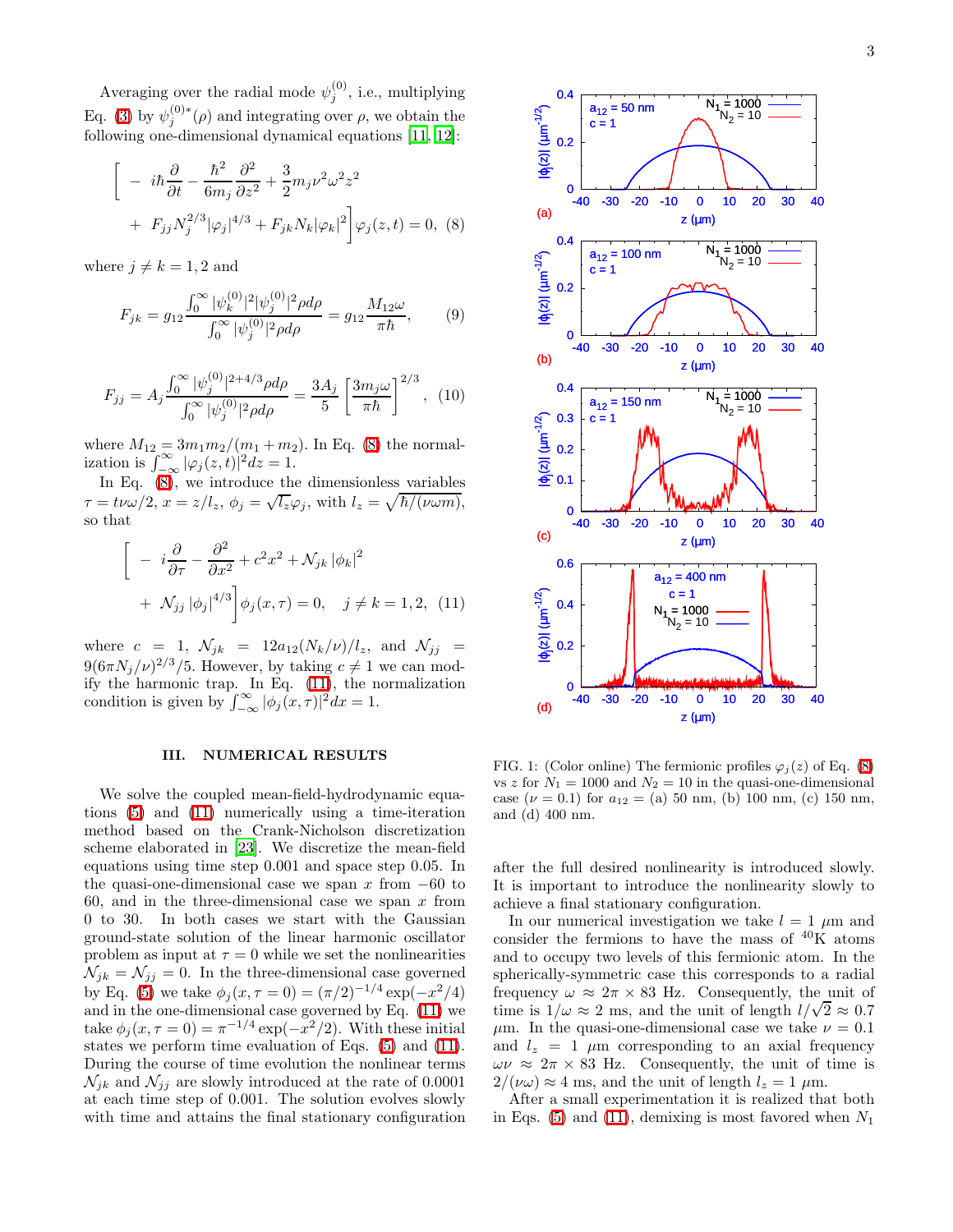Averaging over the radial mode $\psi_j^{(0)}$, i.e., multiplying Eq. (3) by $\psi_j^{(0)*}(\rho)$ and integrating over $\rho$, we obtain the following one-dimensional dynamical equations [11, 12]:

$$\Bigg[ - i\hbar\frac{\partial}{\partial t} - \frac{\hbar^2}{6m_j}\frac{\partial^2}{\partial z^2} + \frac{3}{2}m_j\nu^2\omega^2 z^2 + F_{jj}N_j^{2/3}|\varphi_j|^{4/3} + F_{jk}N_k|\varphi_k|^2\Bigg]\varphi_j(z,t) = 0, \quad (8)$$

where $j \neq k = 1,2$ and

$$F_{jk} = g_{12}\frac{\int_0^\infty |\psi_k^{(0)}|^2|\psi_j^{(0)}|^2\rho d\rho}{\int_0^\infty |\psi_j^{(0)}|^2\rho d\rho} = g_{12}\frac{M_{12}\omega}{\pi\hbar}, \quad (9)$$

$$F_{jj} = A_j\frac{\int_0^\infty |\psi_j^{(0)}|^{2+4/3}\rho d\rho}{\int_0^\infty |\psi_j^{(0)}|^2\rho d\rho} = \frac{3A_j}{5}\left[\frac{3m_j\omega}{\pi\hbar}\right]^{2/3}, \quad (10)$$

where $M_{12} = 3m_1m_2/(m_1+m_2)$. In Eq. (8) the normalization is $\int_{-\infty}^{\infty}|\varphi_j(z,t)|^2 dz = 1$.

In Eq. (8), we introduce the dimensionless variables $\tau = t\nu\omega/2$, $x = z/l_z$, $\phi_j = \sqrt{l_z}\varphi_j$, with $l_z = \sqrt{\hbar/(\nu\omega m)}$, so that

$$\Bigg[ - i\frac{\partial}{\partial \tau} - \frac{\partial^2}{\partial x^2} + c^2x^2 + \mathcal{N}_{jk}|\phi_k|^2 + \mathcal{N}_{jj}|\phi_j|^{4/3}\Bigg]\phi_j(x,\tau) = 0, \quad j \neq k = 1,2, \quad (11)$$

where $c = 1$, $\mathcal{N}_{jk} = 12a_{12}(N_k/\nu)/l_z$, and $\mathcal{N}_{jj} = 9(6\pi N_j/\nu)^{2/3}/5$. However, by taking $c \neq 1$ we can modify the harmonic trap. In Eq. (11), the normalization condition is given by $\int_{-\infty}^{\infty}|\phi_j(x,\tau)|^2 dx = 1$.

## III. NUMERICAL RESULTS

We solve the coupled mean-field-hydrodynamic equations (5) and (11) numerically using a time-iteration method based on the Crank-Nicholson discretization scheme elaborated in [23]. We discretize the mean-field equations using time step 0.001 and space step 0.05. In the quasi-one-dimensional case we span $x$ from $-60$ to 60, and in the three-dimensional case we span $x$ from 0 to 30. In both cases we start with the Gaussian ground-state solution of the linear harmonic oscillator problem as input at $\tau = 0$ while we set the nonlinearities $\mathcal{N}_{jk} = \mathcal{N}_{jj} = 0$. In the three-dimensional case governed by Eq. (5) we take $\phi_j(x,\tau=0) = (\pi/2)^{-1/4}\exp(-x^2/4)$ and in the one-dimensional case governed by Eq. (11) we take $\phi_j(x,\tau=0) = \pi^{-1/4}\exp(-x^2/2)$. With these initial states we perform time evaluation of Eqs. (5) and (11). During the course of time evolution the nonlinear terms $\mathcal{N}_{jk}$ and $\mathcal{N}_{jj}$ are slowly introduced at the rate of 0.0001 at each time step of 0.001. The solution evolves slowly with time and attains the final stationary configuration after the full desired nonlinearity is introduced slowly. It is important to introduce the nonlinearity slowly to achieve a final stationary configuration.

FIG. 1: (Color online) The fermionic profiles $\varphi_j(z)$ of Eq. (8) vs $z$ for $N_1 = 1000$ and $N_2 = 10$ in the quasi-one-dimensional case ($\nu = 0.1$) for $a_{12}$ = (a) 50 nm, (b) 100 nm, (c) 150 nm, and (d) 400 nm.

In our numerical investigation we take $l = 1$ $\mu$m and consider the fermions to have the mass of $^{40}$K atoms and to occupy two levels of this fermionic atom. In the spherically-symmetric case this corresponds to a radial frequency $\omega \approx 2\pi \times 83$ Hz. Consequently, the unit of time is $1/\omega \approx 2$ ms, and the unit of length $l/\sqrt{2} \approx 0.7$ $\mu$m. In the quasi-one-dimensional case we take $\nu = 0.1$ and $l_z = 1$ $\mu$m corresponding to an axial frequency $\omega\nu \approx 2\pi \times 83$ Hz. Consequently, the unit of time is $2/(\nu\omega) \approx 4$ ms, and the unit of length $l_z = 1$ $\mu$m.

After a small experimentation it is realized that both in Eqs. (5) and (11), demixing is most favored when $N_1$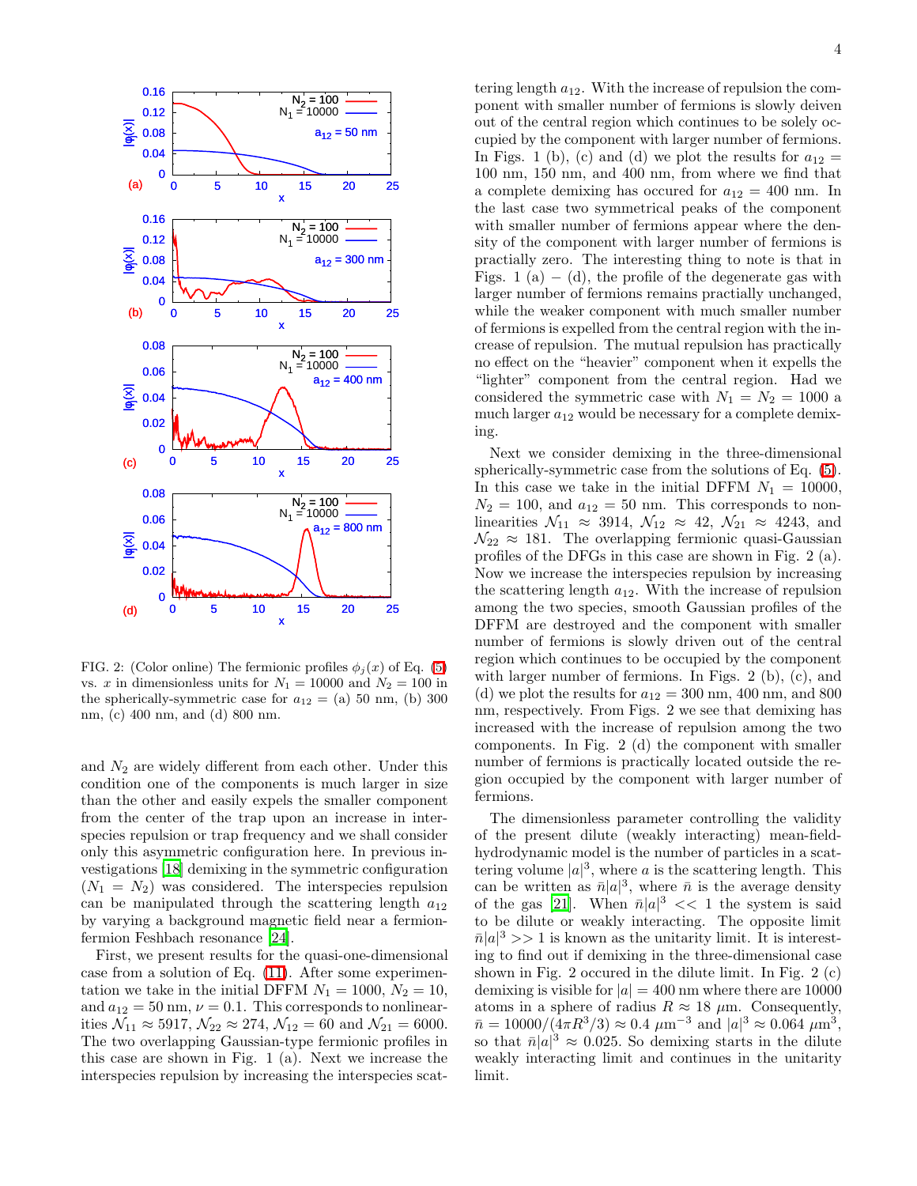FIG. 2: (Color online) The fermionic profiles $\phi_j(x)$ of Eq. (5) vs. $x$ in dimensionless units for $N_1 = 10000$ and $N_2 = 100$ in the spherically-symmetric case for $a_{12}$ = (a) 50 nm, (b) 300 nm, (c) 400 nm, and (d) 800 nm.

and $N_2$ are widely different from each other. Under this condition one of the components is much larger in size than the other and easily expels the smaller component from the center of the trap upon an increase in interspecies repulsion or trap frequency and we shall consider only this asymmetric configuration here. In previous investigations [18] demixing in the symmetric configuration ($N_1 = N_2$) was considered. The interspecies repulsion can be manipulated through the scattering length $a_{12}$ by varying a background magnetic field near a fermion-fermion Feshbach resonance [24].

First, we present results for the quasi-one-dimensional case from a solution of Eq. (11). After some experimentation we take in the initial DFFM $N_1 = 1000$, $N_2 = 10$, and $a_{12} = 50$ nm, $\nu = 0.1$. This corresponds to nonlinearities $\mathcal{N}_{11} \approx 5917$, $\mathcal{N}_{22} \approx 274$, $\mathcal{N}_{12} = 60$ and $\mathcal{N}_{21} = 6000$. The two overlapping Gaussian-type fermionic profiles in this case are shown in Fig. 1 (a). Next we increase the interspecies repulsion by increasing the interspecies scattering length $a_{12}$. With the increase of repulsion the component with smaller number of fermions is slowly deiven out of the central region which continues to be solely occupied by the component with larger number of fermions. In Figs. 1 (b), (c) and (d) we plot the results for $a_{12}$ = 100 nm, 150 nm, and 400 nm, from where we find that a complete demixing has occured for $a_{12} = 400$ nm. In the last case two symmetrical peaks of the component with smaller number of fermions appear where the density of the component with larger number of fermions is practially zero. The interesting thing to note is that in Figs. 1 (a) $-$ (d), the profile of the degenerate gas with larger number of fermions remains practially unchanged, while the weaker component with much smaller number of fermions is expelled from the central region with the increase of repulsion. The mutual repulsion has practically no effect on the "heavier" component when it expells the "lighter" component from the central region. Had we considered the symmetric case with $N_1 = N_2 = 1000$ a much larger $a_{12}$ would be necessary for a complete demixing.

Next we consider demixing in the three-dimensional spherically-symmetric case from the solutions of Eq. (5). In this case we take in the initial DFFM $N_1 = 10000$, $N_2 = 100$, and $a_{12} = 50$ nm. This corresponds to nonlinearities $\mathcal{N}_{11} \approx 3914$, $\mathcal{N}_{12} \approx 42$, $\mathcal{N}_{21} \approx 4243$, and $\mathcal{N}_{22} \approx 181$. The overlapping fermionic quasi-Gaussian profiles of the DFGs in this case are shown in Fig. 2 (a). Now we increase the interspecies repulsion by increasing the scattering length $a_{12}$. With the increase of repulsion among the two species, smooth Gaussian profiles of the DFFM are destroyed and the component with smaller number of fermions is slowly driven out of the central region which continues to be occupied by the component with larger number of fermions. In Figs. 2 (b), (c), and (d) we plot the results for $a_{12}$ = 300 nm, 400 nm, and 800 nm, respectively. From Figs. 2 we see that demixing has increased with the increase of repulsion among the two components. In Fig. 2 (d) the component with smaller number of fermions is practically located outside the region occupied by the component with larger number of fermions.

The dimensionless parameter controlling the validity of the present dilute (weakly interacting) mean-field-hydrodynamic model is the number of particles in a scattering volume $|a|^3$, where $a$ is the scattering length. This can be written as $\bar{n}|a|^3$, where $\bar{n}$ is the average density of the gas [21]. When $\bar{n}|a|^3 << 1$ the system is said to be dilute or weakly interacting. The opposite limit $\bar{n}|a|^3 >> 1$ is known as the unitarity limit. It is interesting to find out if demixing in the three-dimensional case shown in Fig. 2 occured in the dilute limit. In Fig. 2 (c) demixing is visible for $|a| = 400$ nm where there are 10000 atoms in a sphere of radius $R \approx 18$ $\mu$m. Consequently, $\bar{n} = 10000/(4\pi R^3/3) \approx 0.4$ $\mu$m$^{-3}$ and $|a|^3 \approx 0.064$ $\mu$m$^3$, so that $\bar{n}|a|^3 \approx 0.025$. So demixing starts in the dilute weakly interacting limit and continues in the unitarity limit.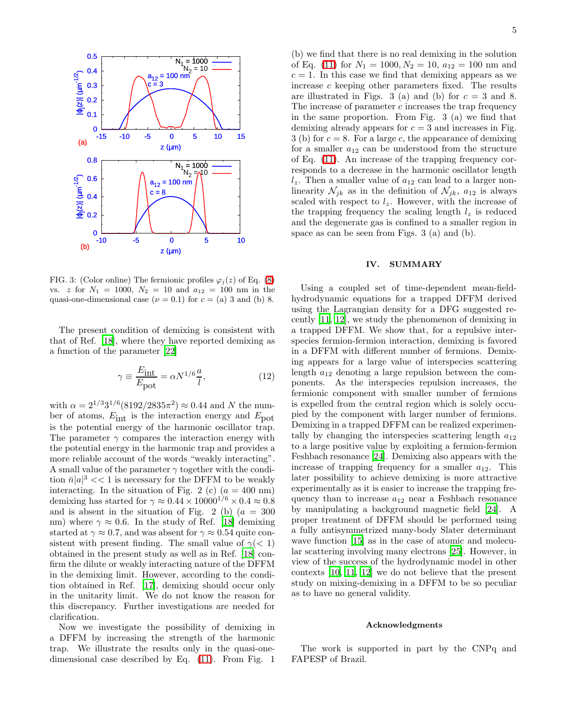FIG. 3: (Color online) The fermionic profiles $\varphi_j(z)$ of Eq. (8) vs. $z$ for $N_1 = 1000$, $N_2 = 10$ and $a_{12} = 100$ nm in the quasi-one-dimensional case ($\nu = 0.1$) for $c =$ (a) 3 and (b) 8.

The present condition of demixing is consistent with that of Ref. [18], where they have reported demixing as a function of the parameter [22]

$$\gamma \equiv \frac{E_{\rm int}}{E_{\rm pot}} = \alpha N^{1/6}\frac{a}{l}, \tag{12}$$

with $\alpha = 2^{1/3}3^{1/6}(8192/2835\pi^2) \approx 0.44$ and $N$ the number of atoms, $E_{\rm int}$ is the interaction energy and $E_{\rm pot}$ is the potential energy of the harmonic oscillator trap. The parameter $\gamma$ compares the interaction energy with the potential energy in the harmonic trap and provides a more reliable account of the words "weakly interacting". A small value of the parameter $\gamma$ together with the condition $\bar{n}|a|^3 << 1$ is necessary for the DFFM to be weakly interacting. In the situation of Fig. 2 (c) ($a = 400$ nm) demixing has started for $\gamma \approx 0.44 \times 10000^{1/6} \times 0.4 \approx 0.8$ and is absent in the situation of Fig. 2 (b) ($a = 300$ nm) where $\gamma \approx 0.6$. In the study of Ref. [18] demixing started at $\gamma \approx 0.7$, and was absent for $\gamma \approx 0.54$ quite consistent with present finding. The small value of $\gamma (< 1)$ obtained in the present study as well as in Ref. [18] confirm the dilute or weakly interacting nature of the DFFM in the demixing limit. However, according to the condition obtained in Ref. [17], demixing should occur only in the unitarity limit. We do not know the reason for this discrepancy. Further investigations are needed for clarification.

Now we investigate the possibility of demixing in a DFFM by increasing the strength of the harmonic trap. We illustrate the results only in the quasi-one-dimensional case described by Eq. (11). From Fig. 1 (b) we find that there is no real demixing in the solution of Eq. (11) for $N_1 = 1000, N_2 = 10$, $a_{12} = 100$ nm and $c = 1$. In this case we find that demixing appears as we increase $c$ keeping other parameters fixed. The results are illustrated in Figs. 3 (a) and (b) for $c = 3$ and 8. The increase of parameter $c$ increases the trap frequency in the same proportion. From Fig. 3 (a) we find that demixing already appears for $c = 3$ and increases in Fig. 3 (b) for $c = 8$. For a large $c$, the appearance of demixing for a smaller $a_{12}$ can be understood from the structure of Eq. (11). An increase of the trapping frequency corresponds to a decrease in the harmonic oscillator length $l_z$. Then a smaller value of $a_{12}$ can lead to a larger nonlinearity $\mathcal{N}_{jk}$ as in the definition of $\mathcal{N}_{jk}$, $a_{12}$ is always scaled with respect to $l_z$. However, with the increase of the trapping frequency the scaling length $l_z$ is reduced and the degenerate gas is confined to a smaller region in space as can be seen from Figs. 3 (a) and (b).

## IV. SUMMARY

Using a coupled set of time-dependent mean-field-hydrodynamic equations for a trapped DFFM derived using the Lagrangian density for a DFG suggested recently [11, 12], we study the phenomenon of demixing in a trapped DFFM. We show that, for a repulsive interspecies fermion-fermion interaction, demixing is favored in a DFFM with different number of fermions. Demixing appears for a large value of interspecies scattering length $a_{12}$ denoting a large repulsion between the components. As the interspecies repulsion increases, the fermionic component with smaller number of fermions is expelled from the central region which is solely occupied by the component with larger number of fermions. Demixing in a trapped DFFM can be realized experimentally by changing the interspecies scattering length $a_{12}$ to a large positive value by exploiting a fermion-fermion Feshbach resonance [24]. Demixing also appears with the increase of trapping frequency for a smaller $a_{12}$. This later possibility to achieve demixing is more attractive experimentally as it is easier to increase the trapping frequency than to increase $a_{12}$ near a Feshbach resonance by manipulating a background magnetic field [24]. A proper treatment of DFFM should be performed using a fully antisymmetrized many-body Slater determinant wave function [15] as in the case of atomic and molecular scattering involving many electrons [25]. However, in view of the success of the hydrodynamic model in other contexts [10, 11, 12] we do not believe that the present study on mixing-demixing in a DFFM to be so peculiar as to have no general validity.

### Acknowledgments

The work is supported in part by the CNPq and FAPESP of Brazil.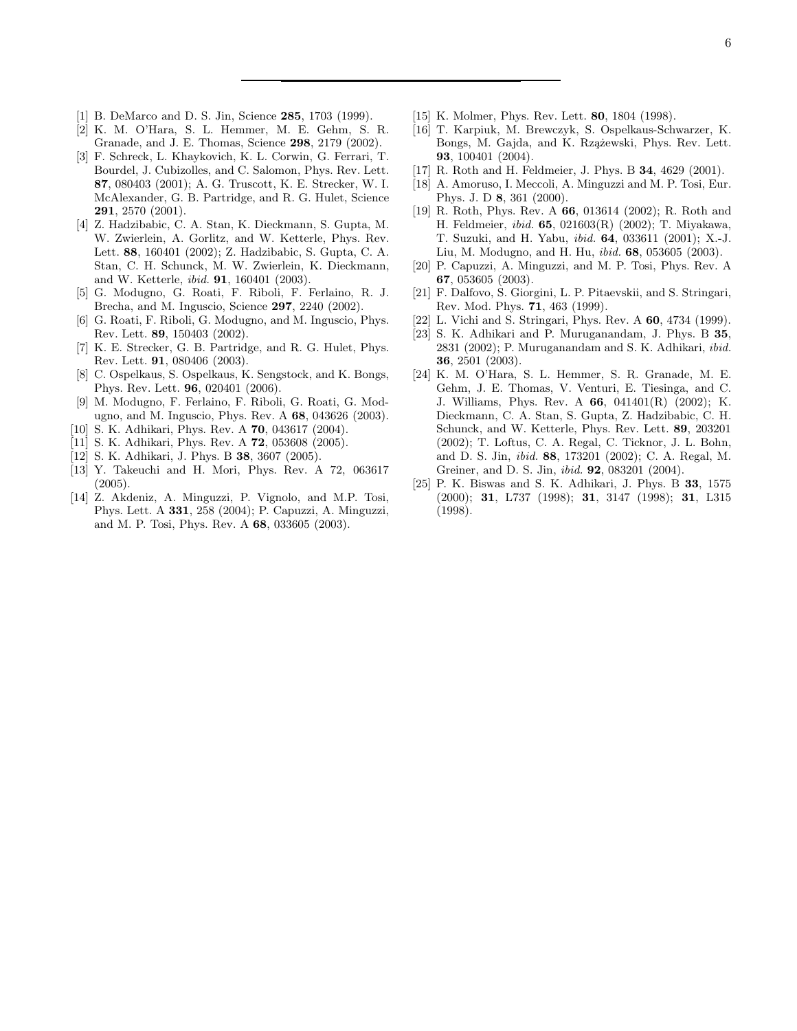[1] B. DeMarco and D. S. Jin, Science **285**, 1703 (1999).

[2] K. M. O'Hara, S. L. Hemmer, M. E. Gehm, S. R. Granade, and J. E. Thomas, Science **298**, 2179 (2002).

[3] F. Schreck, L. Khaykovich, K. L. Corwin, G. Ferrari, T. Bourdel, J. Cubizolles, and C. Salomon, Phys. Rev. Lett. **87**, 080403 (2001); A. G. Truscott, K. E. Strecker, W. I. McAlexander, G. B. Partridge, and R. G. Hulet, Science **291**, 2570 (2001).

[4] Z. Hadzibabic, C. A. Stan, K. Dieckmann, S. Gupta, M. W. Zwierlein, A. Gorlitz, and W. Ketterle, Phys. Rev. Lett. **88**, 160401 (2002); Z. Hadzibabic, S. Gupta, C. A. Stan, C. H. Schunck, M. W. Zwierlein, K. Dieckmann, and W. Ketterle, *ibid.* **91**, 160401 (2003).

[5] G. Modugno, G. Roati, F. Riboli, F. Ferlaino, R. J. Brecha, and M. Inguscio, Science **297**, 2240 (2002).

[6] G. Roati, F. Riboli, G. Modugno, and M. Inguscio, Phys. Rev. Lett. **89**, 150403 (2002).

[7] K. E. Strecker, G. B. Partridge, and R. G. Hulet, Phys. Rev. Lett. **91**, 080406 (2003).

[8] C. Ospelkaus, S. Ospelkaus, K. Sengstock, and K. Bongs, Phys. Rev. Lett. **96**, 020401 (2006).

[9] M. Modugno, F. Ferlaino, F. Riboli, G. Roati, G. Modugno, and M. Inguscio, Phys. Rev. A **68**, 043626 (2003).

[10] S. K. Adhikari, Phys. Rev. A **70**, 043617 (2004).

[11] S. K. Adhikari, Phys. Rev. A **72**, 053608 (2005).

[12] S. K. Adhikari, J. Phys. B **38**, 3607 (2005).

[13] Y. Takeuchi and H. Mori, Phys. Rev. A 72, 063617 (2005).

[14] Z. Akdeniz, A. Minguzzi, P. Vignolo, and M.P. Tosi, Phys. Lett. A **331**, 258 (2004); P. Capuzzi, A. Minguzzi, and M. P. Tosi, Phys. Rev. A **68**, 033605 (2003).

[15] K. Molmer, Phys. Rev. Lett. **80**, 1804 (1998).

[16] T. Karpiuk, M. Brewczyk, S. Ospelkaus-Schwarzer, K. Bongs, M. Gajda, and K. Rzążewski, Phys. Rev. Lett. **93**, 100401 (2004).

[17] R. Roth and H. Feldmeier, J. Phys. B **34**, 4629 (2001).

[18] A. Amoruso, I. Meccoli, A. Minguzzi and M. P. Tosi, Eur. Phys. J. D **8**, 361 (2000).

[19] R. Roth, Phys. Rev. A **66**, 013614 (2002); R. Roth and H. Feldmeier, *ibid.* **65**, 021603(R) (2002); T. Miyakawa, T. Suzuki, and H. Yabu, *ibid.* **64**, 033611 (2001); X.-J. Liu, M. Modugno, and H. Hu, *ibid.* **68**, 053605 (2003).

[20] P. Capuzzi, A. Minguzzi, and M. P. Tosi, Phys. Rev. A **67**, 053605 (2003).

[21] F. Dalfovo, S. Giorgini, L. P. Pitaevskii, and S. Stringari, Rev. Mod. Phys. **71**, 463 (1999).

[22] L. Vichi and S. Stringari, Phys. Rev. A **60**, 4734 (1999).

[23] S. K. Adhikari and P. Muruganandam, J. Phys. B **35**, 2831 (2002); P. Muruganandam and S. K. Adhikari, *ibid.* **36**, 2501 (2003).

[24] K. M. O'Hara, S. L. Hemmer, S. R. Granade, M. E. Gehm, J. E. Thomas, V. Venturi, E. Tiesinga, and C. J. Williams, Phys. Rev. A **66**, 041401(R) (2002); K. Dieckmann, C. A. Stan, S. Gupta, Z. Hadzibabic, C. H. Schunck, and W. Ketterle, Phys. Rev. Lett. **89**, 203201 (2002); T. Loftus, C. A. Regal, C. Ticknor, J. L. Bohn, and D. S. Jin, *ibid.* **88**, 173201 (2002); C. A. Regal, M. Greiner, and D. S. Jin, *ibid.* **92**, 083201 (2004).

[25] P. K. Biswas and S. K. Adhikari, J. Phys. B **33**, 1575 (2000); **31**, L737 (1998); **31**, 3147 (1998); **31**, L315 (1998).